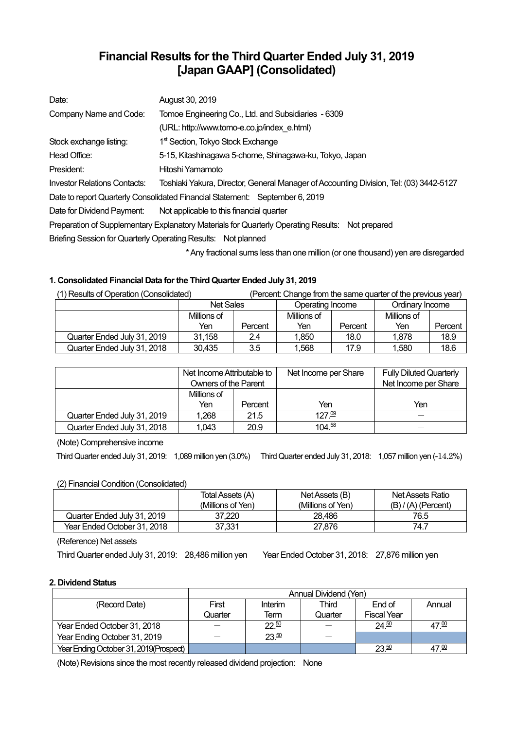# Financial Results for the Third Quarter Ended July 31, 2019 [Japan GAAP] (Consolidated)

| | |
|---|---|
| Date: | August 30, 2019 |
| Company Name and Code: | Tomoe Engineering Co., Ltd. and Subsidiaries - 6309 |
| | (URL: http://www.tomo-e.co.jp/index_e.html) |
| Stock exchange listing: | 1st Section, Tokyo Stock Exchange |
| Head Office: | 5-15, Kitashinagawa 5-chome, Shinagawa-ku, Tokyo, Japan |
| President: | Hitoshi Yamamoto |
| Investor Relations Contacts: | Toshiaki Yakura, Director, General Manager of Accounting Division, Tel: (03) 3442-5127 |

Date to report Quarterly Consolidated Financial Statement: September 6, 2019

Date for Dividend Payment: Not applicable to this financial quarter

Preparation of Supplementary Explanatory Materials for Quarterly Operating Results: Not prepared

Briefing Session for Quarterly Operating Results: Not planned

\* Any fractional sums less than one million (or one thousand) yen are disregarded

### 1. Consolidated Financial Data for the Third Quarter Ended July 31, 2019

(1) Results of Operation (Consolidated) (Percent: Change from the same quarter of the previous year)

| | Net Sales | | Operating Income | | Ordinary Income | |
|---|---|---|---|---|---|---|
| | Millions of Yen | Percent | Millions of Yen | Percent | Millions of Yen | Percent |
| Quarter Ended July 31, 2019 | 31,158 | 2.4 | 1,850 | 18.0 | 1,878 | 18.9 |
| Quarter Ended July 31, 2018 | 30,435 | 3.5 | 1,568 | 17.9 | 1,580 | 18.6 |

| | Net Income Attributable to Owners of the Parent | | Net Income per Share | Fully Diluted Quarterly Net Income per Share |
|---|---|---|---|---|
| | Millions of Yen | Percent | Yen | Yen |
| Quarter Ended July 31, 2019 | 1,268 | 21.5 | 127.09 | — |
| Quarter Ended July 31, 2018 | 1,043 | 20.9 | 104.58 | — |

(Note) Comprehensive income

Third Quarter ended July 31, 2019: 1,089 million yen (3.0%) Third Quarter ended July 31, 2018: 1,057 million yen (-14.2%)

(2) Financial Condition (Consolidated)

| | Total Assets (A) (Millions of Yen) | Net Assets (B) (Millions of Yen) | Net Assets Ratio (B) / (A) (Percent) |
|---|---|---|---|
| Quarter Ended July 31, 2019 | 37,220 | 28,486 | 76.5 |
| Year Ended October 31, 2018 | 37,331 | 27,876 | 74.7 |

(Reference) Net assets

Third Quarter ended July 31, 2019: 28,486 million yen Year Ended October 31, 2018: 27,876 million yen

### 2. Dividend Status

| | Annual Dividend (Yen) | | | | |
|---|---|---|---|---|---|
| (Record Date) | First Quarter | Interim Term | Third Quarter | End of Fiscal Year | Annual |
| Year Ended October 31, 2018 | — | 22.50 | — | 24.50 | 47.00 |
| Year Ending October 31, 2019 | — | 23.50 | — | | |
| Year Ending October 31, 2019(Prospect) | | | | 23.50 | 47.00 |

(Note) Revisions since the most recently released dividend projection: None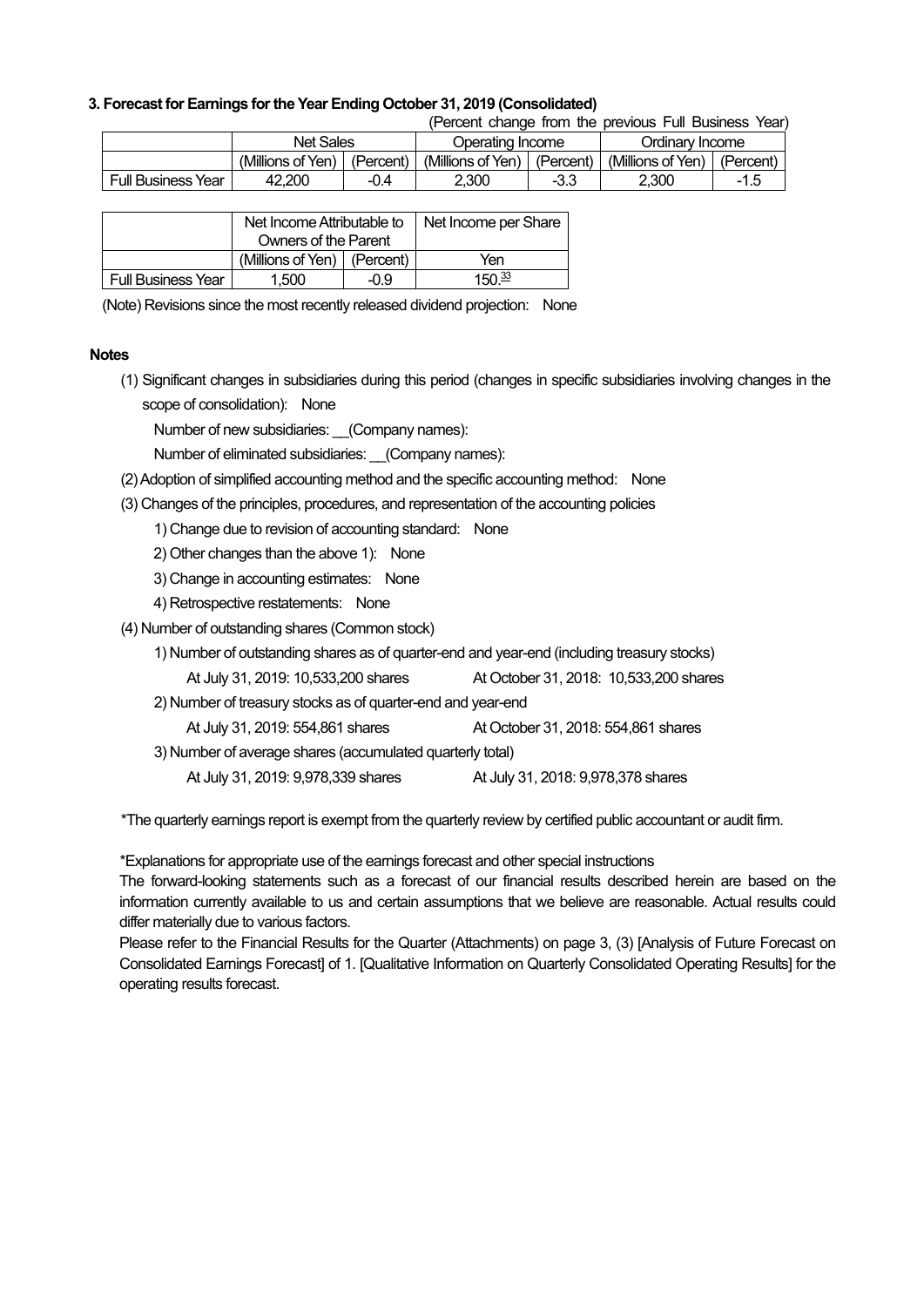### 3. Forecast for Earnings for the Year Ending October 31, 2019 (Consolidated)

(Percent change from the previous Full Business Year)

| | Net Sales | | Operating Income | | Ordinary Income | |
|---|---|---|---|---|---|---|
| | (Millions of Yen) | (Percent) | (Millions of Yen) | (Percent) | (Millions of Yen) | (Percent) |
| Full Business Year | 42,200 | -0.4 | 2,300 | -3.3 | 2,300 | -1.5 |

| | Net Income Attributable to Owners of the Parent | | Net Income per Share |
|---|---|---|---|
| | (Millions of Yen) | (Percent) | Yen |
| Full Business Year | 1,500 | -0.9 | 150.33 |

(Note) Revisions since the most recently released dividend projection: None

**Notes**

(1) Significant changes in subsidiaries during this period (changes in specific subsidiaries involving changes in the scope of consolidation): None

Number of new subsidiaries: __(Company names):

Number of eliminated subsidiaries: __(Company names):

(2) Adoption of simplified accounting method and the specific accounting method: None

(3) Changes of the principles, procedures, and representation of the accounting policies

1) Change due to revision of accounting standard: None

2) Other changes than the above 1): None

3) Change in accounting estimates: None

4) Retrospective restatements: None

(4) Number of outstanding shares (Common stock)

1) Number of outstanding shares as of quarter-end and year-end (including treasury stocks)

At July 31, 2019: 10,533,200 shares　　At October 31, 2018: 10,533,200 shares

2) Number of treasury stocks as of quarter-end and year-end

At July 31, 2019: 554,861 shares　　At October 31, 2018: 554,861 shares

3) Number of average shares (accumulated quarterly total)

At July 31, 2019: 9,978,339 shares　　At July 31, 2018: 9,978,378 shares

*The quarterly earnings report is exempt from the quarterly review by certified public accountant or audit firm.

*Explanations for appropriate use of the earnings forecast and other special instructions

The forward-looking statements such as a forecast of our financial results described herein are based on the information currently available to us and certain assumptions that we believe are reasonable. Actual results could differ materially due to various factors.

Please refer to the Financial Results for the Quarter (Attachments) on page 3, (3) [Analysis of Future Forecast on Consolidated Earnings Forecast] of 1. [Qualitative Information on Quarterly Consolidated Operating Results] for the operating results forecast.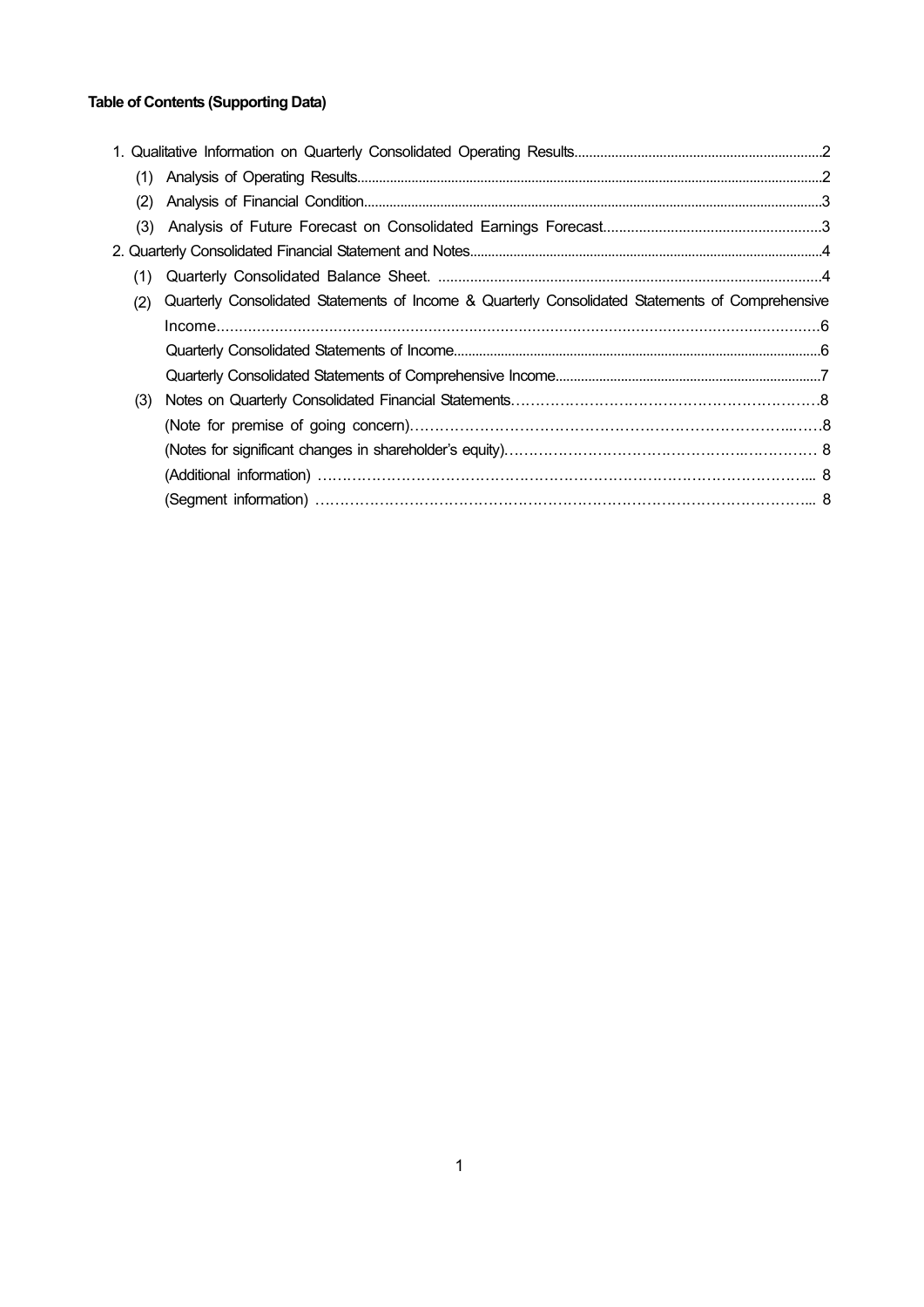**Table of Contents (Supporting Data)**

1. Qualitative Information on Quarterly Consolidated Operating Results....................2
   - (1) Analysis of Operating Results....................2
   - (2) Analysis of Financial Condition....................3
   - (3) Analysis of Future Forecast on Consolidated Earnings Forecast....................3
2. Quarterly Consolidated Financial Statement and Notes....................4
   - (1) Quarterly Consolidated Balance Sheet. ....................4
   - (2) Quarterly Consolidated Statements of Income & Quarterly Consolidated Statements of Comprehensive Income....................6
     - Quarterly Consolidated Statements of Income....................6
     - Quarterly Consolidated Statements of Comprehensive Income....................7
   - (3) Notes on Quarterly Consolidated Financial Statements....................8
     - (Note for premise of going concern)....................8
     - (Notes for significant changes in shareholder's equity).................... 8
     - (Additional information) .................... 8
     - (Segment information) .................... 8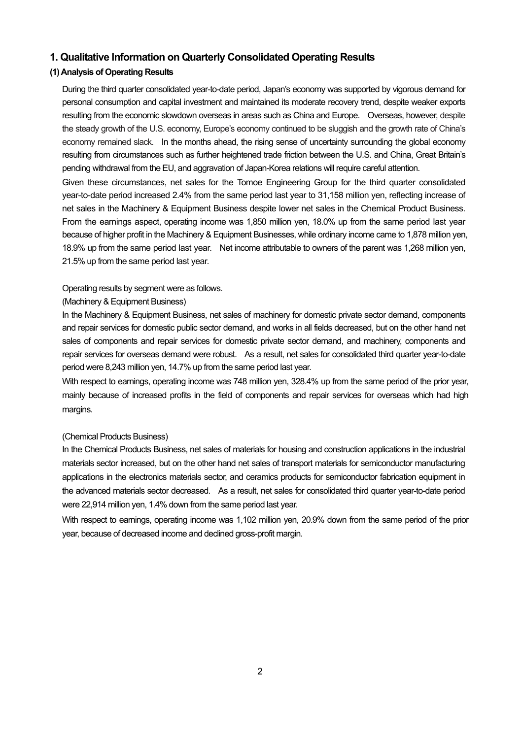## 1. Qualitative Information on Quarterly Consolidated Operating Results

### (1) Analysis of Operating Results

During the third quarter consolidated year-to-date period, Japan's economy was supported by vigorous demand for personal consumption and capital investment and maintained its moderate recovery trend, despite weaker exports resulting from the economic slowdown overseas in areas such as China and Europe. Overseas, however, despite the steady growth of the U.S. economy, Europe's economy continued to be sluggish and the growth rate of China's economy remained slack. In the months ahead, the rising sense of uncertainty surrounding the global economy resulting from circumstances such as further heightened trade friction between the U.S. and China, Great Britain's pending withdrawal from the EU, and aggravation of Japan-Korea relations will require careful attention.

Given these circumstances, net sales for the Tomoe Engineering Group for the third quarter consolidated year-to-date period increased 2.4% from the same period last year to 31,158 million yen, reflecting increase of net sales in the Machinery & Equipment Business despite lower net sales in the Chemical Product Business. From the earnings aspect, operating income was 1,850 million yen, 18.0% up from the same period last year because of higher profit in the Machinery & Equipment Businesses, while ordinary income came to 1,878 million yen, 18.9% up from the same period last year. Net income attributable to owners of the parent was 1,268 million yen, 21.5% up from the same period last year.

Operating results by segment were as follows.

(Machinery & Equipment Business)

In the Machinery & Equipment Business, net sales of machinery for domestic private sector demand, components and repair services for domestic public sector demand, and works in all fields decreased, but on the other hand net sales of components and repair services for domestic private sector demand, and machinery, components and repair services for overseas demand were robust. As a result, net sales for consolidated third quarter year-to-date period were 8,243 million yen, 14.7% up from the same period last year.

With respect to earnings, operating income was 748 million yen, 328.4% up from the same period of the prior year, mainly because of increased profits in the field of components and repair services for overseas which had high margins.

(Chemical Products Business)

In the Chemical Products Business, net sales of materials for housing and construction applications in the industrial materials sector increased, but on the other hand net sales of transport materials for semiconductor manufacturing applications in the electronics materials sector, and ceramics products for semiconductor fabrication equipment in the advanced materials sector decreased. As a result, net sales for consolidated third quarter year-to-date period were 22,914 million yen, 1.4% down from the same period last year.

With respect to earnings, operating income was 1,102 million yen, 20.9% down from the same period of the prior year, because of decreased income and declined gross-profit margin.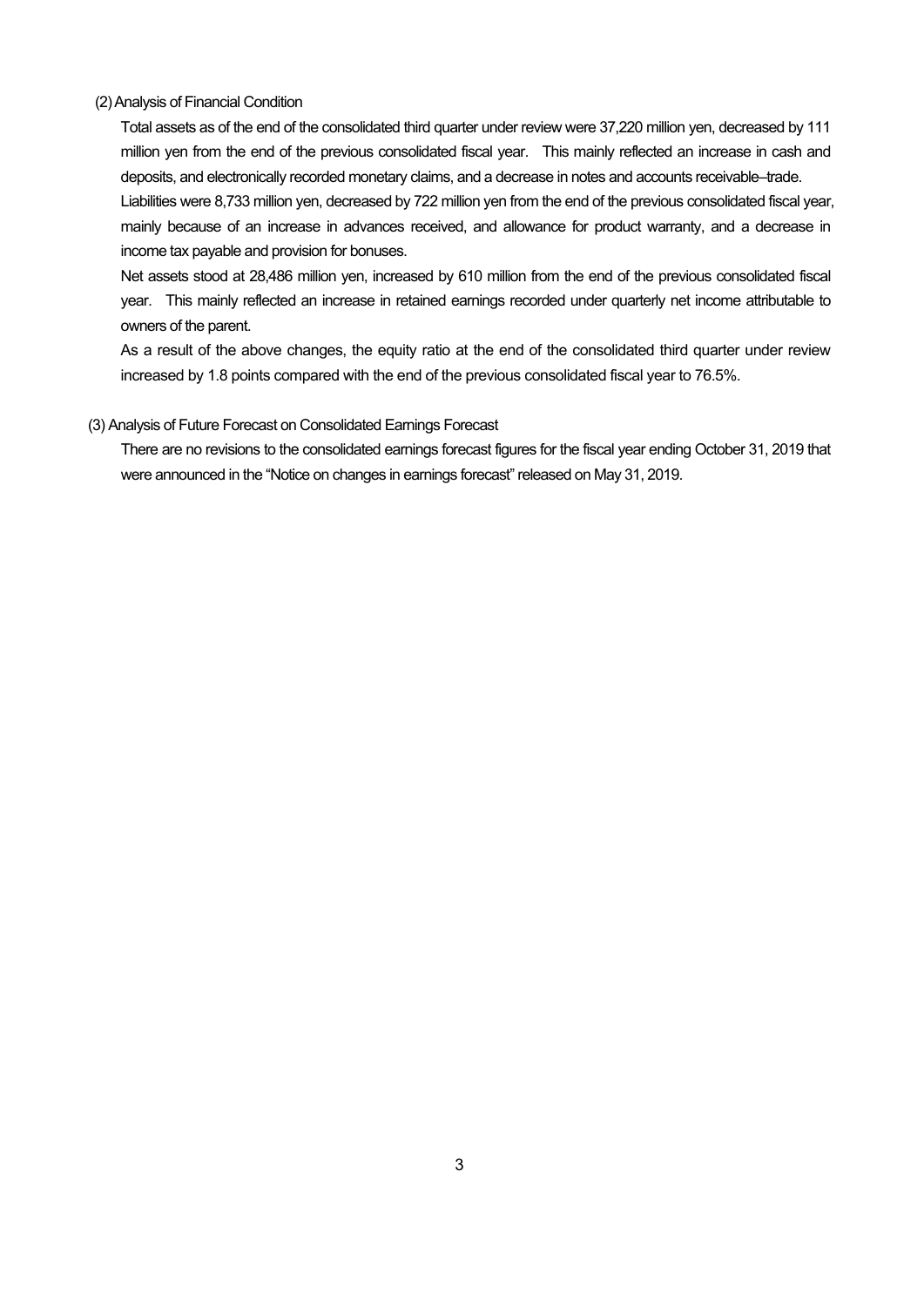### (2) Analysis of Financial Condition

Total assets as of the end of the consolidated third quarter under review were 37,220 million yen, decreased by 111 million yen from the end of the previous consolidated fiscal year. This mainly reflected an increase in cash and deposits, and electronically recorded monetary claims, and a decrease in notes and accounts receivable–trade.

Liabilities were 8,733 million yen, decreased by 722 million yen from the end of the previous consolidated fiscal year, mainly because of an increase in advances received, and allowance for product warranty, and a decrease in income tax payable and provision for bonuses.

Net assets stood at 28,486 million yen, increased by 610 million from the end of the previous consolidated fiscal year. This mainly reflected an increase in retained earnings recorded under quarterly net income attributable to owners of the parent.

As a result of the above changes, the equity ratio at the end of the consolidated third quarter under review increased by 1.8 points compared with the end of the previous consolidated fiscal year to 76.5%.

### (3) Analysis of Future Forecast on Consolidated Earnings Forecast

There are no revisions to the consolidated earnings forecast figures for the fiscal year ending October 31, 2019 that were announced in the "Notice on changes in earnings forecast" released on May 31, 2019.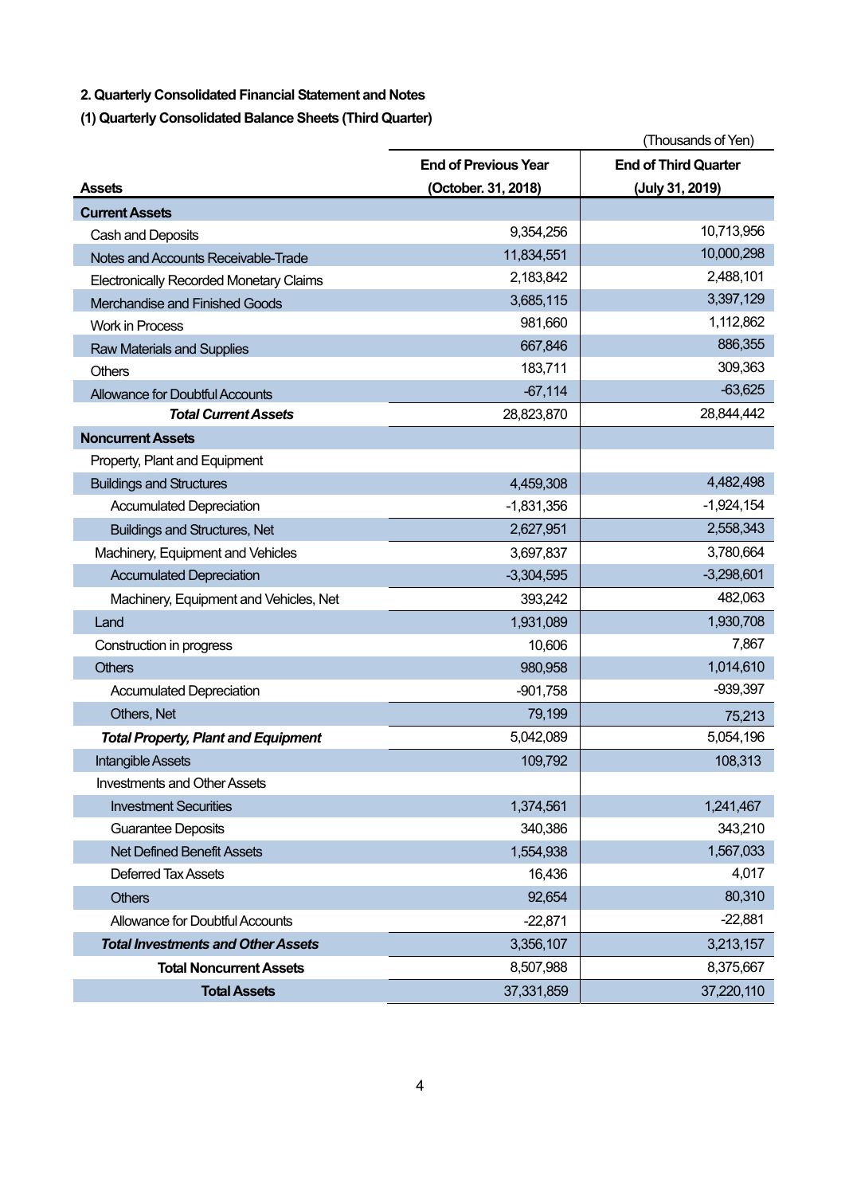**2. Quarterly Consolidated Financial Statement and Notes**

**(1) Quarterly Consolidated Balance Sheets (Third Quarter)**

(Thousands of Yen)

| Assets | End of Previous Year (October. 31, 2018) | End of Third Quarter (July 31, 2019) |
|---|---|---|
| **Current Assets** | | |
| Cash and Deposits | 9,354,256 | 10,713,956 |
| Notes and Accounts Receivable-Trade | 11,834,551 | 10,000,298 |
| Electronically Recorded Monetary Claims | 2,183,842 | 2,488,101 |
| Merchandise and Finished Goods | 3,685,115 | 3,397,129 |
| Work in Process | 981,660 | 1,112,862 |
| Raw Materials and Supplies | 667,846 | 886,355 |
| Others | 183,711 | 309,363 |
| Allowance for Doubtful Accounts | -67,114 | -63,625 |
| ***Total Current Assets*** | 28,823,870 | 28,844,442 |
| **Noncurrent Assets** | | |
| Property, Plant and Equipment | | |
| Buildings and Structures | 4,459,308 | 4,482,498 |
| Accumulated Depreciation | -1,831,356 | -1,924,154 |
| Buildings and Structures, Net | 2,627,951 | 2,558,343 |
| Machinery, Equipment and Vehicles | 3,697,837 | 3,780,664 |
| Accumulated Depreciation | -3,304,595 | -3,298,601 |
| Machinery, Equipment and Vehicles, Net | 393,242 | 482,063 |
| Land | 1,931,089 | 1,930,708 |
| Construction in progress | 10,606 | 7,867 |
| Others | 980,958 | 1,014,610 |
| Accumulated Depreciation | -901,758 | -939,397 |
| Others, Net | 79,199 | 75,213 |
| ***Total Property, Plant and Equipment*** | 5,042,089 | 5,054,196 |
| Intangible Assets | 109,792 | 108,313 |
| Investments and Other Assets | | |
| Investment Securities | 1,374,561 | 1,241,467 |
| Guarantee Deposits | 340,386 | 343,210 |
| Net Defined Benefit Assets | 1,554,938 | 1,567,033 |
| Deferred Tax Assets | 16,436 | 4,017 |
| Others | 92,654 | 80,310 |
| Allowance for Doubtful Accounts | -22,871 | -22,881 |
| ***Total Investments and Other Assets*** | 3,356,107 | 3,213,157 |
| **Total Noncurrent Assets** | 8,507,988 | 8,375,667 |
| **Total Assets** | 37,331,859 | 37,220,110 |